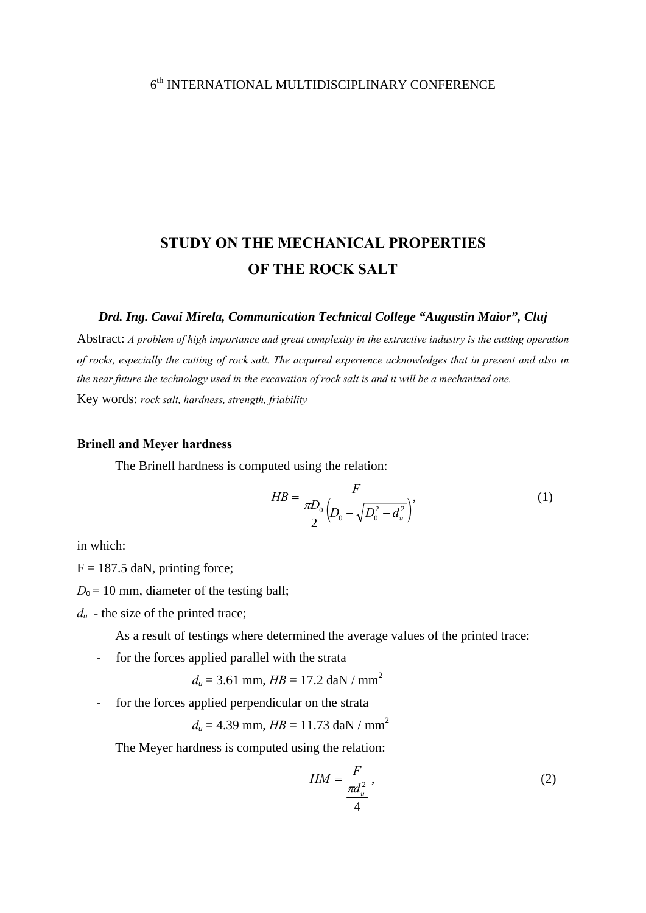6th INTERNATIONAL MULTIDISCIPLINARY CONFERENCE

# STUDY ON THE MECHANICAL PROPERTIES OF THE ROCK SALT

***Drd. Ing. Cavai Mirela, Communication Technical College "Augustin Maior", Cluj***

Abstract: *A problem of high importance and great complexity in the extractive industry is the cutting operation of rocks, especially the cutting of rock salt. The acquired experience acknowledges that in present and also in the near future the technology used in the excavation of rock salt is and it will be a mechanized one.*

Key words: *rock salt, hardness, strength, friability*

### Brinell and Meyer hardness

The Brinell hardness is computed using the relation:

$$HB = \frac{F}{\frac{\pi D_0}{2}\left(D_0 - \sqrt{D_0^2 - d_u^2}\right)}, \tag{1}$$

in which:

F = 187.5 daN, printing force;

$D_0$ = 10 mm, diameter of the testing ball;

$d_u$ - the size of the printed trace;

As a result of testings where determined the average values of the printed trace:

- for the forces applied parallel with the strata

  $d_u$ = 3.61 mm, $HB$ = 17.2 daN / mm$^2$

- for the forces applied perpendicular on the strata

  $d_u$ = 4.39 mm, $HB$ = 11.73 daN / mm$^2$

The Meyer hardness is computed using the relation:

$$HM = \frac{F}{\frac{\pi d_u^2}{4}}, \tag{2}$$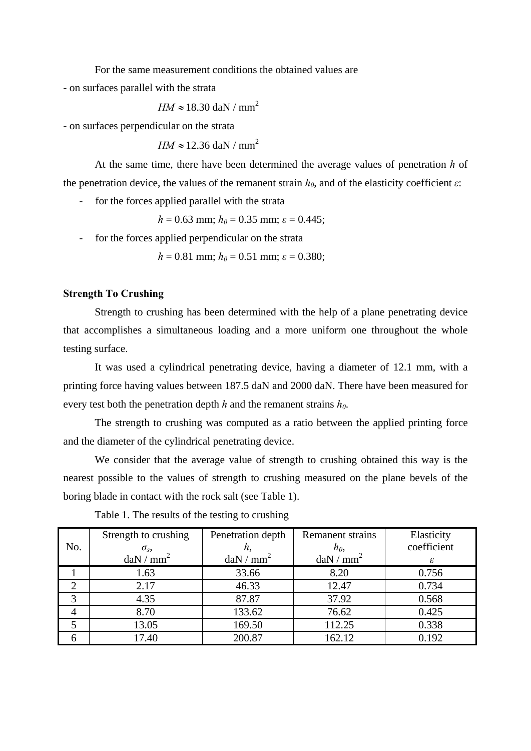For the same measurement conditions the obtained values are

- on surfaces parallel with the strata

$$HM \approx 18.30 \text{ daN / mm}^2$$

- on surfaces perpendicular on the strata

$$HM \approx 12.36 \text{ daN / mm}^2$$

At the same time, there have been determined the average values of penetration $h$ of the penetration device, the values of the remanent strain $h_0$, and of the elasticity coefficient $\varepsilon$:

- for the forces applied parallel with the strata

$$h = 0.63 \text{ mm}; h_0 = 0.35 \text{ mm}; \varepsilon = 0.445;$$

- for the forces applied perpendicular on the strata

$$h = 0.81 \text{ mm}; h_0 = 0.51 \text{ mm}; \varepsilon = 0.380;$$

**Strength To Crushing**

Strength to crushing has been determined with the help of a plane penetrating device that accomplishes a simultaneous loading and a more uniform one throughout the whole testing surface.

It was used a cylindrical penetrating device, having a diameter of 12.1 mm, with a printing force having values between 187.5 daN and 2000 daN. There have been measured for every test both the penetration depth $h$ and the remanent strains $h_0$.

The strength to crushing was computed as a ratio between the applied printing force and the diameter of the cylindrical penetrating device.

We consider that the average value of strength to crushing obtained this way is the nearest possible to the values of strength to crushing measured on the plane bevels of the boring blade in contact with the rock salt (see Table 1).

Table 1. The results of the testing to crushing

| No. | Strength to crushing $\sigma_s$, daN / mm$^2$ | Penetration depth $h$, daN / mm$^2$ | Remanent strains $h_0$, daN / mm$^2$ | Elasticity coefficient $\varepsilon$ |
|---|---|---|---|---|
| 1 | 1.63 | 33.66 | 8.20 | 0.756 |
| 2 | 2.17 | 46.33 | 12.47 | 0.734 |
| 3 | 4.35 | 87.87 | 37.92 | 0.568 |
| 4 | 8.70 | 133.62 | 76.62 | 0.425 |
| 5 | 13.05 | 169.50 | 112.25 | 0.338 |
| 6 | 17.40 | 200.87 | 162.12 | 0.192 |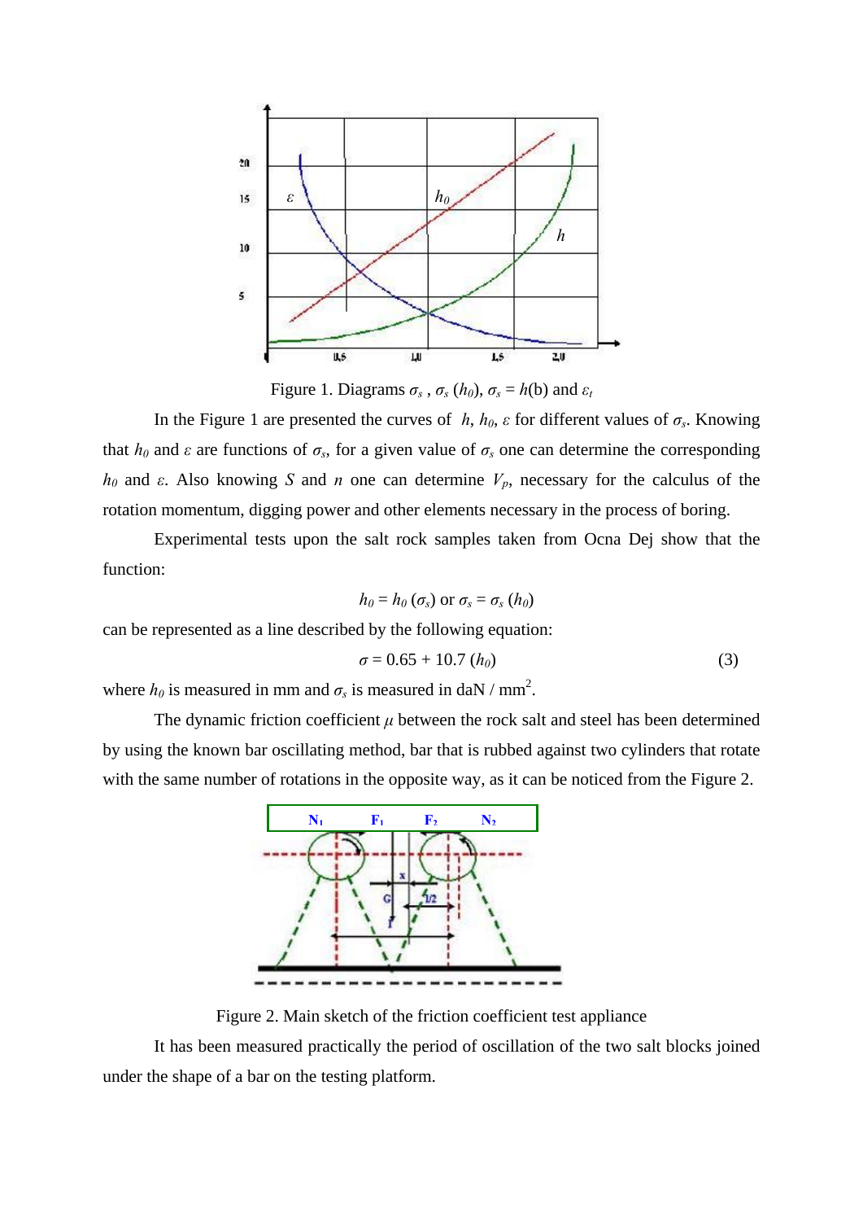Figure 1. Diagrams $\sigma_s$ , $\sigma_s$ ($h_0$), $\sigma_s$ = $h$(b) and $\varepsilon_t$

In the Figure 1 are presented the curves of $h$, $h_0$, $\varepsilon$ for different values of $\sigma_s$. Knowing that $h_0$ and $\varepsilon$ are functions of $\sigma_s$, for a given value of $\sigma_s$ one can determine the corresponding $h_0$ and $\varepsilon$. Also knowing $S$ and $n$ one can determine $V_p$, necessary for the calculus of the rotation momentum, digging power and other elements necessary in the process of boring.

Experimental tests upon the salt rock samples taken from Ocna Dej show that the function:

$$h_0 = h_0\,(\sigma_s) \text{ or } \sigma_s = \sigma_s\,(h_0)$$

can be represented as a line described by the following equation:

$$\sigma = 0.65 + 10.7\,(h_0) \tag{3}$$

where $h_0$ is measured in mm and $\sigma_s$ is measured in daN / mm$^2$.

The dynamic friction coefficient $\mu$ between the rock salt and steel has been determined by using the known bar oscillating method, bar that is rubbed against two cylinders that rotate with the same number of rotations in the opposite way, as it can be noticed from the Figure 2.

Figure 2. Main sketch of the friction coefficient test appliance

It has been measured practically the period of oscillation of the two salt blocks joined under the shape of a bar on the testing platform.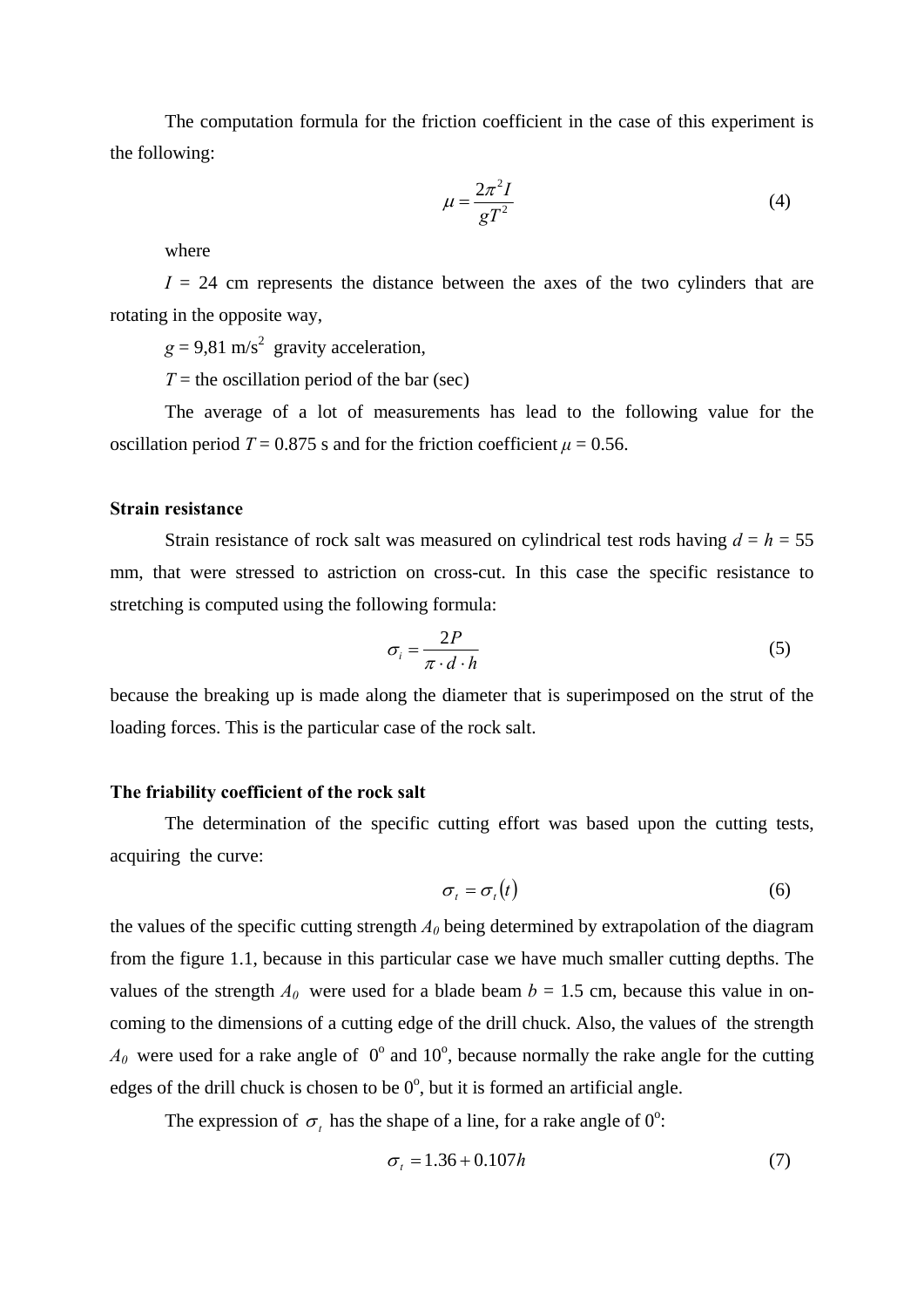The computation formula for the friction coefficient in the case of this experiment is the following:

$$\mu = \frac{2\pi^2 I}{gT^2} \tag{4}$$

where

$I$ = 24 cm represents the distance between the axes of the two cylinders that are rotating in the opposite way,

$g$ = 9,81 m/s$^2$ gravity acceleration,

$T$ = the oscillation period of the bar (sec)

The average of a lot of measurements has lead to the following value for the oscillation period $T$ = 0.875 s and for the friction coefficient $\mu$ = 0.56.

**Strain resistance**

Strain resistance of rock salt was measured on cylindrical test rods having $d = h$ = 55 mm, that were stressed to astriction on cross-cut. In this case the specific resistance to stretching is computed using the following formula:

$$\sigma_i = \frac{2P}{\pi \cdot d \cdot h} \tag{5}$$

because the breaking up is made along the diameter that is superimposed on the strut of the loading forces. This is the particular case of the rock salt.

**The friability coefficient of the rock salt**

The determination of the specific cutting effort was based upon the cutting tests, acquiring the curve:

$$\sigma_t = \sigma_t(t) \tag{6}$$

the values of the specific cutting strength $A_0$ being determined by extrapolation of the diagram from the figure 1.1, because in this particular case we have much smaller cutting depths. The values of the strength $A_0$ were used for a blade beam $b$ = 1.5 cm, because this value in on-coming to the dimensions of a cutting edge of the drill chuck. Also, the values of the strength $A_0$ were used for a rake angle of $0^{\circ}$ and $10^{\circ}$, because normally the rake angle for the cutting edges of the drill chuck is chosen to be $0^{\circ}$, but it is formed an artificial angle.

The expression of $\sigma_t$ has the shape of a line, for a rake angle of $0^{\circ}$:

$$\sigma_t = 1.36 + 0.107h \tag{7}$$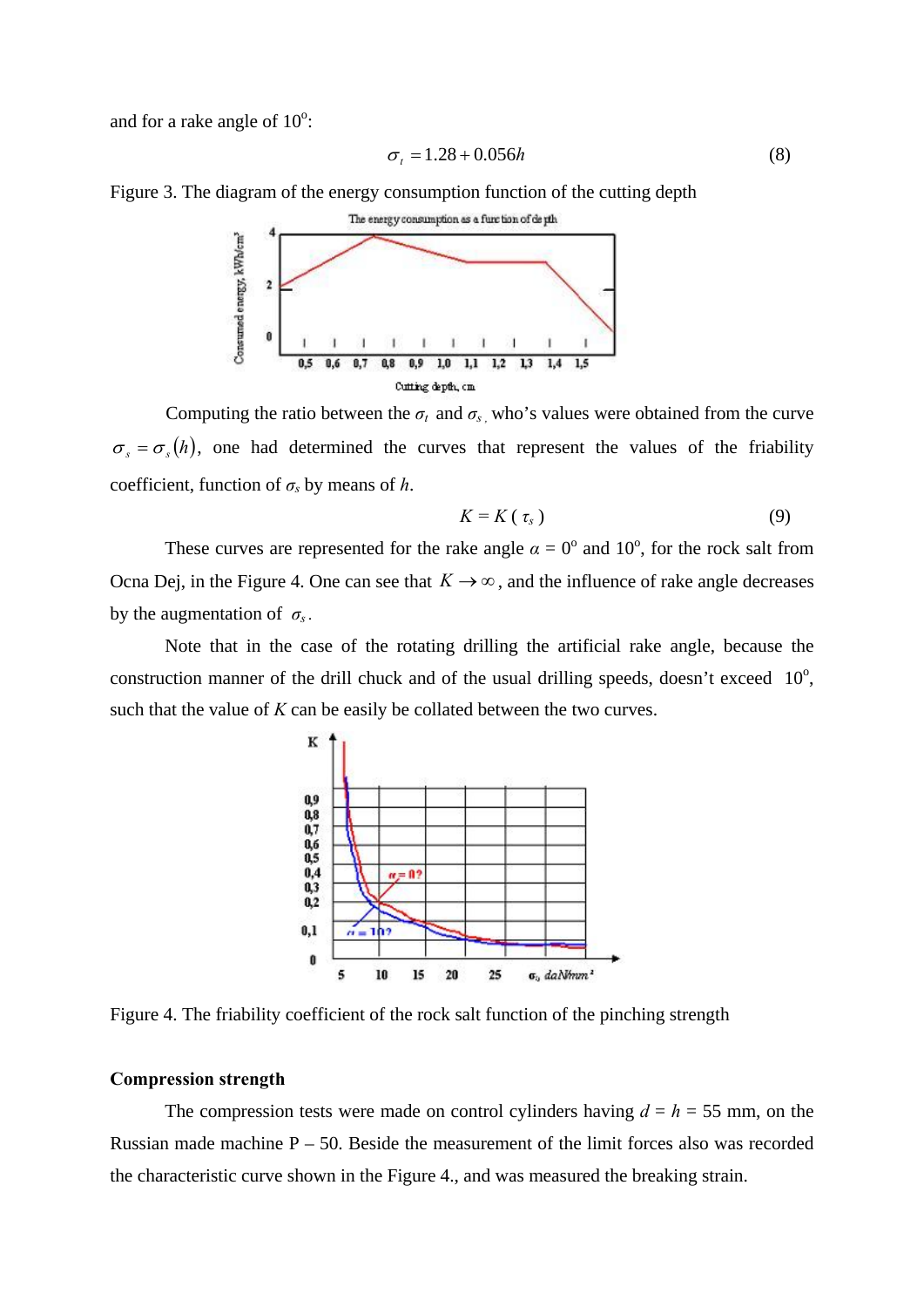and for a rake angle of 10°:

$$\sigma_t = 1.28 + 0.056h \qquad (8)$$

Figure 3. The diagram of the energy consumption function of the cutting depth

Computing the ratio between the $\sigma_t$ and $\sigma_s$, who's values were obtained from the curve $\sigma_s = \sigma_s(h)$, one had determined the curves that represent the values of the friability coefficient, function of $\sigma_s$ by means of $h$.

$$K = K(\tau_s) \qquad (9)$$

These curves are represented for the rake angle $\alpha$ = 0° and 10°, for the rock salt from Ocna Dej, in the Figure 4. One can see that $K \to \infty$, and the influence of rake angle decreases by the augmentation of $\sigma_s$.

Note that in the case of the rotating drilling the artificial rake angle, because the construction manner of the drill chuck and of the usual drilling speeds, doesn't exceed 10°, such that the value of $K$ can be easily be collated between the two curves.

Figure 4. The friability coefficient of the rock salt function of the pinching strength

**Compression strength**

The compression tests were made on control cylinders having $d$ = $h$ = 55 mm, on the Russian made machine P – 50. Beside the measurement of the limit forces also was recorded the characteristic curve shown in the Figure 4., and was measured the breaking strain.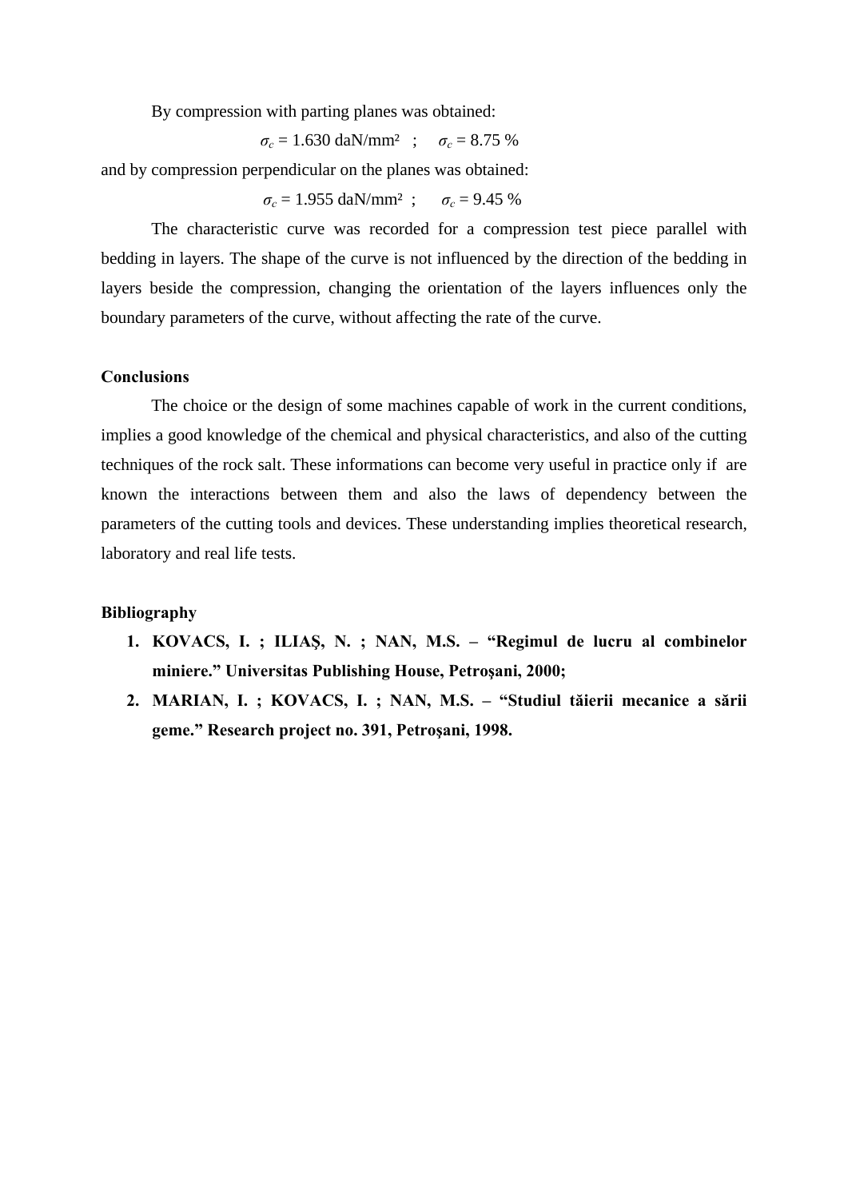By compression with parting planes was obtained:

$$\sigma_c = 1.630 \text{ daN/mm}^2 \quad ; \quad \sigma_c = 8.75 \text{ \%}$$

and by compression perpendicular on the planes was obtained:

$$\sigma_c = 1.955 \text{ daN/mm}^2 \quad ; \quad \sigma_c = 9.45 \text{ \%}$$

The characteristic curve was recorded for a compression test piece parallel with bedding in layers. The shape of the curve is not influenced by the direction of the bedding in layers beside the compression, changing the orientation of the layers influences only the boundary parameters of the curve, without affecting the rate of the curve.

**Conclusions**

The choice or the design of some machines capable of work in the current conditions, implies a good knowledge of the chemical and physical characteristics, and also of the cutting techniques of the rock salt. These informations can become very useful in practice only if are known the interactions between them and also the laws of dependency between the parameters of the cutting tools and devices. These understanding implies theoretical research, laboratory and real life tests.

**Bibliography**

1. **KOVACS, I. ; ILIAŞ, N. ; NAN, M.S. – "Regimul de lucru al combinelor miniere." Universitas Publishing House, Petroşani, 2000;**
2. **MARIAN, I. ; KOVACS, I. ; NAN, M.S. – "Studiul tăierii mecanice a sării geme." Research project no. 391, Petroşani, 1998.**